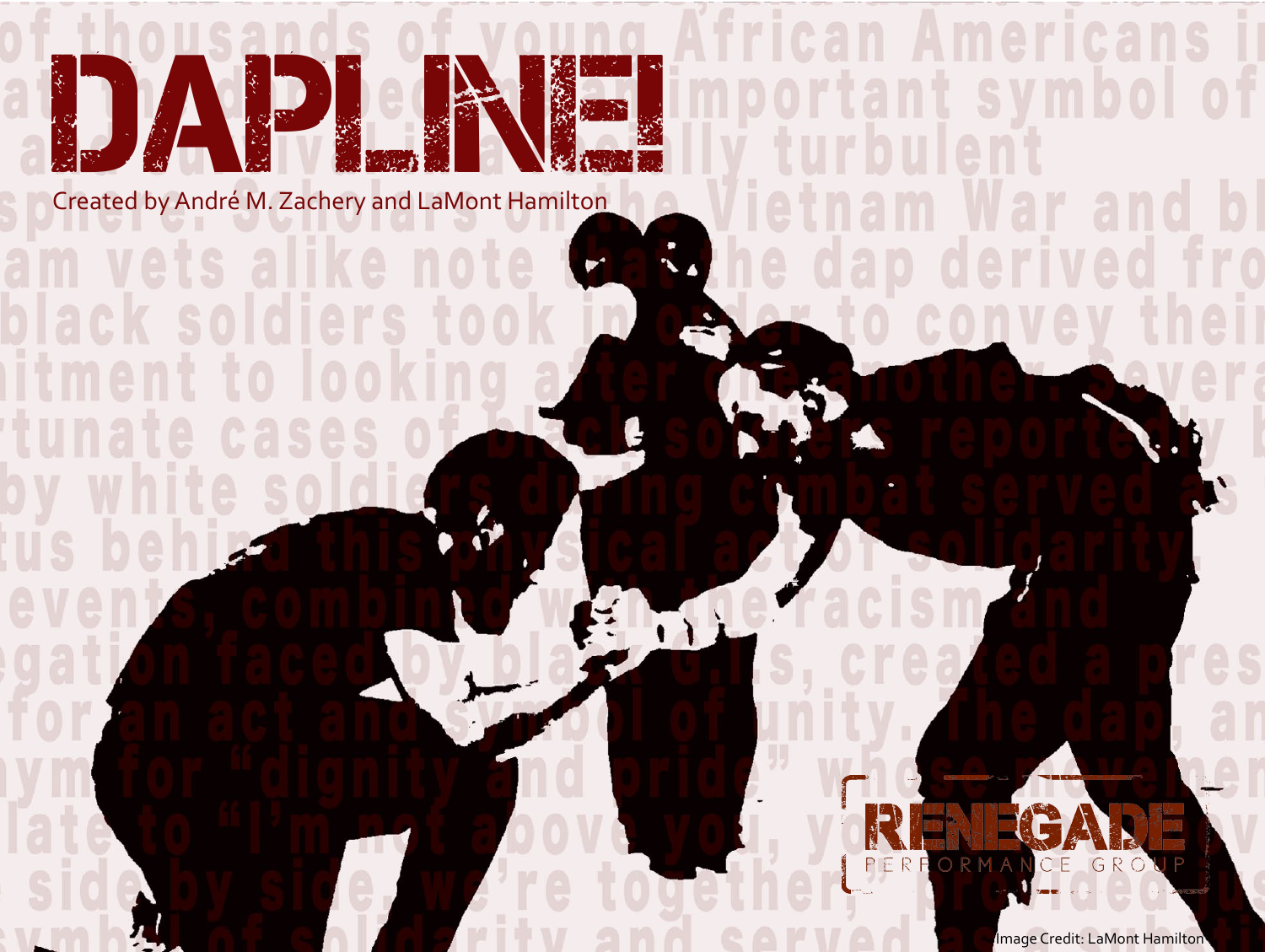# DAPLINE!

Created by André M. Zachery and LaMont Hamilton

RENEGADE PERFORMANCE GROUP

Image Credit: LaMont Hamilton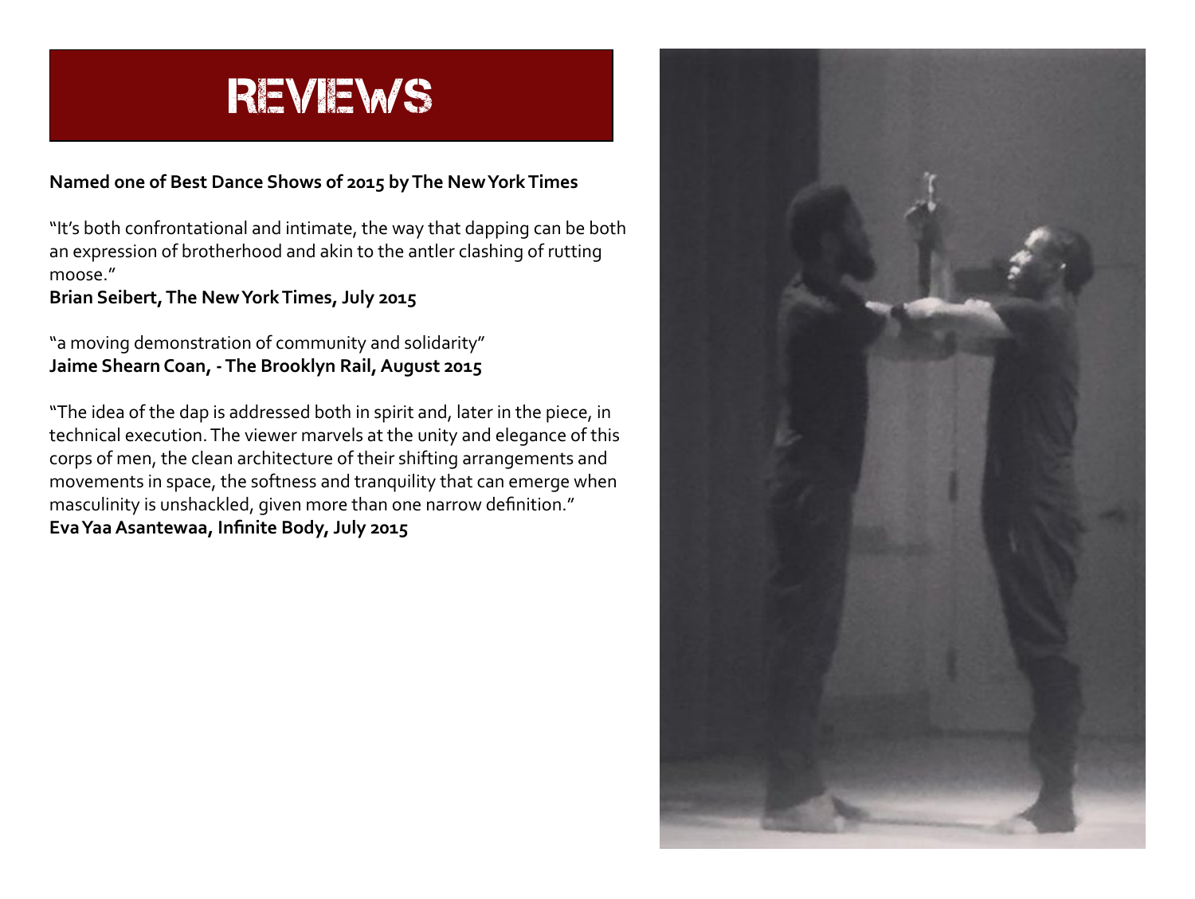# REVIEWS

**Named one of Best Dance Shows of 2015 by The New York Times**

"It's both confrontational and intimate, the way that dapping can be both an expression of brotherhood and akin to the antler clashing of rutting moose."
**Brian Seibert, The New York Times, July 2015**

"a moving demonstration of community and solidarity"
**Jaime Shearn Coan, - The Brooklyn Rail, August 2015**

"The idea of the dap is addressed both in spirit and, later in the piece, in technical execution. The viewer marvels at the unity and elegance of this corps of men, the clean architecture of their shifting arrangements and movements in space, the softness and tranquility that can emerge when masculinity is unshackled, given more than one narrow definition."
**Eva Yaa Asantewaa, Infinite Body, July 2015**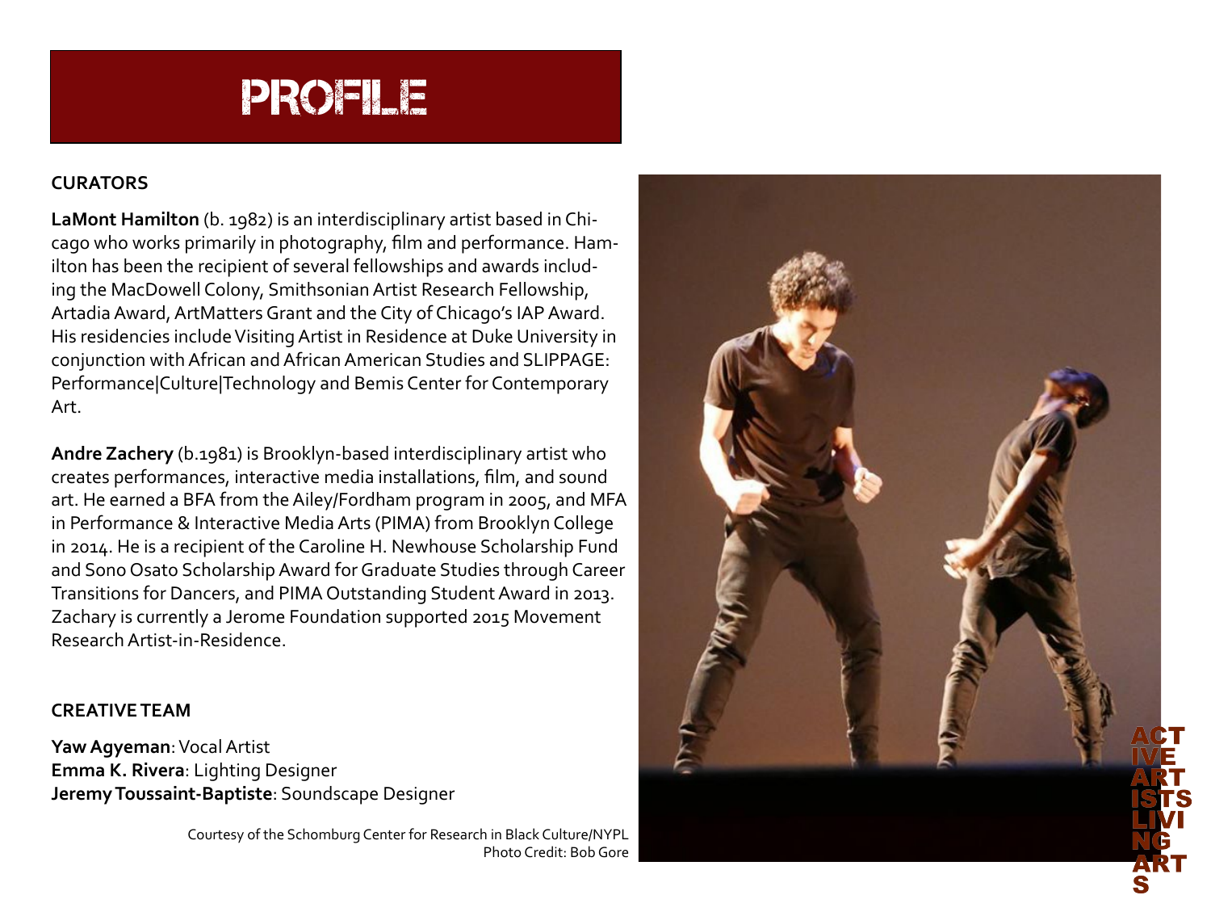# PROFILE

## CURATORS

**LaMont Hamilton** (b. 1982) is an interdisciplinary artist based in Chicago who works primarily in photography, film and performance. Hamilton has been the recipient of several fellowships and awards including the MacDowell Colony, Smithsonian Artist Research Fellowship, Artadia Award, ArtMatters Grant and the City of Chicago's IAP Award. His residencies include Visiting Artist in Residence at Duke University in conjunction with African and African American Studies and SLIPPAGE: Performance|Culture|Technology and Bemis Center for Contemporary Art.

**Andre Zachery** (b.1981) is Brooklyn-based interdisciplinary artist who creates performances, interactive media installations, film, and sound art. He earned a BFA from the Ailey/Fordham program in 2005, and MFA in Performance & Interactive Media Arts (PIMA) from Brooklyn College in 2014. He is a recipient of the Caroline H. Newhouse Scholarship Fund and Sono Osato Scholarship Award for Graduate Studies through Career Transitions for Dancers, and PIMA Outstanding Student Award in 2013. Zachary is currently a Jerome Foundation supported 2015 Movement Research Artist-in-Residence.

## CREATIVE TEAM

**Yaw Agyeman**: Vocal Artist
**Emma K. Rivera**: Lighting Designer
**Jeremy Toussaint-Baptiste**: Soundscape Designer

Courtesy of the Schomburg Center for Research in Black Culture/NYPL
Photo Credit: Bob Gore

ACTIVE ARTISTS LIVING ARTS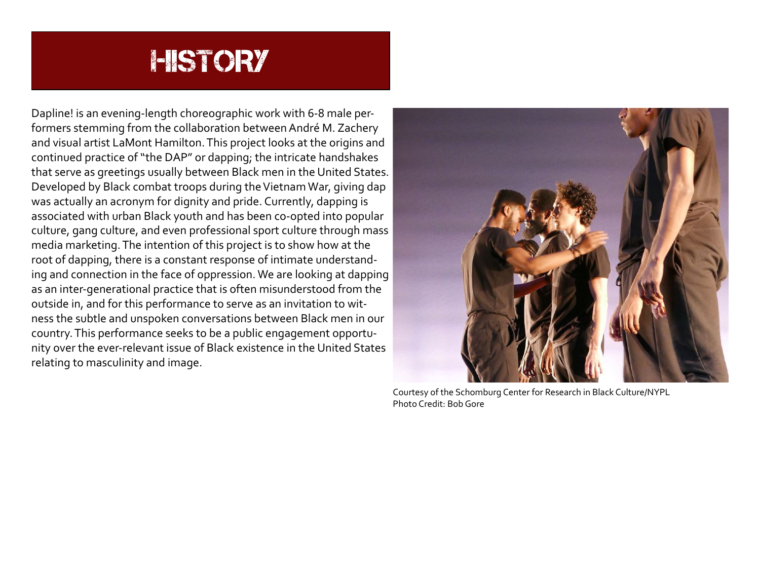# HISTORY

Dapline! is an evening-length choreographic work with 6-8 male performers stemming from the collaboration between André M. Zachery and visual artist LaMont Hamilton. This project looks at the origins and continued practice of "the DAP" or dapping; the intricate handshakes that serve as greetings usually between Black men in the United States. Developed by Black combat troops during the Vietnam War, giving dap was actually an acronym for dignity and pride. Currently, dapping is associated with urban Black youth and has been co-opted into popular culture, gang culture, and even professional sport culture through mass media marketing. The intention of this project is to show how at the root of dapping, there is a constant response of intimate understanding and connection in the face of oppression. We are looking at dapping as an inter-generational practice that is often misunderstood from the outside in, and for this performance to serve as an invitation to witness the subtle and unspoken conversations between Black men in our country. This performance seeks to be a public engagement opportunity over the ever-relevant issue of Black existence in the United States relating to masculinity and image.

Courtesy of the Schomburg Center for Research in Black Culture/NYPL
Photo Credit: Bob Gore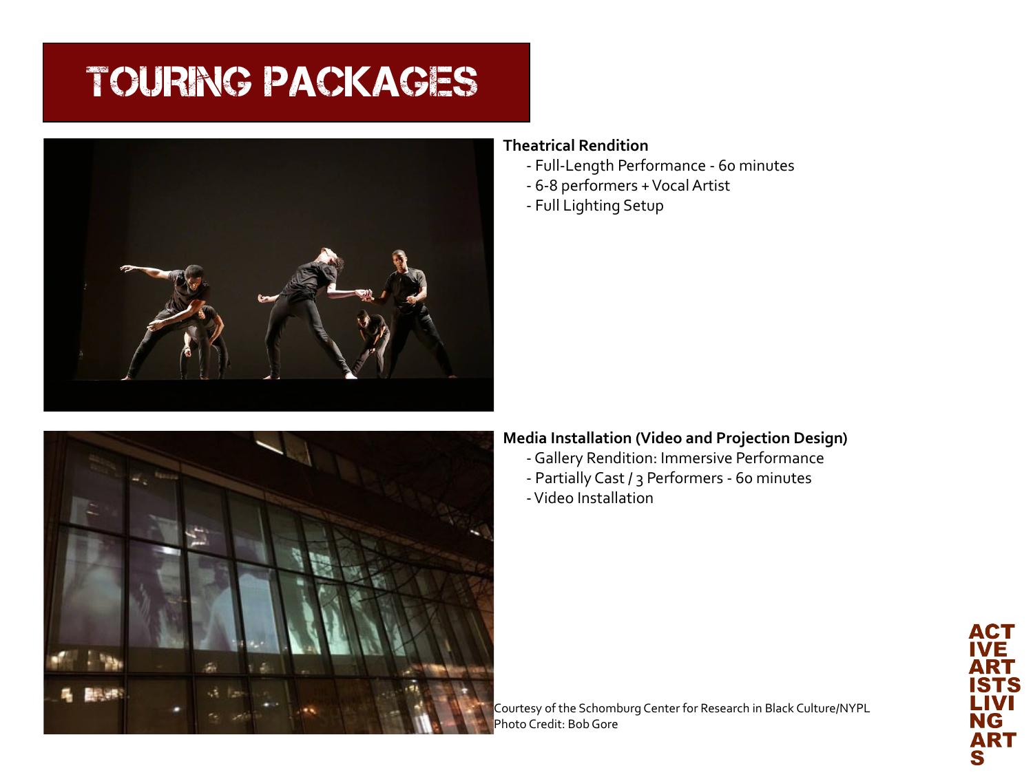# TOURING PACKAGES

**Theatrical Rendition**

- Full-Length Performance - 60 minutes
- 6-8 performers + Vocal Artist
- Full Lighting Setup

**Media Installation (Video and Projection Design)**

- Gallery Rendition: Immersive Performance
- Partially Cast / 3 Performers - 60 minutes
- Video Installation

Courtesy of the Schomburg Center for Research in Black Culture/NYPL
Photo Credit: Bob Gore

ACTIVE ARTISTS LIVING ARTS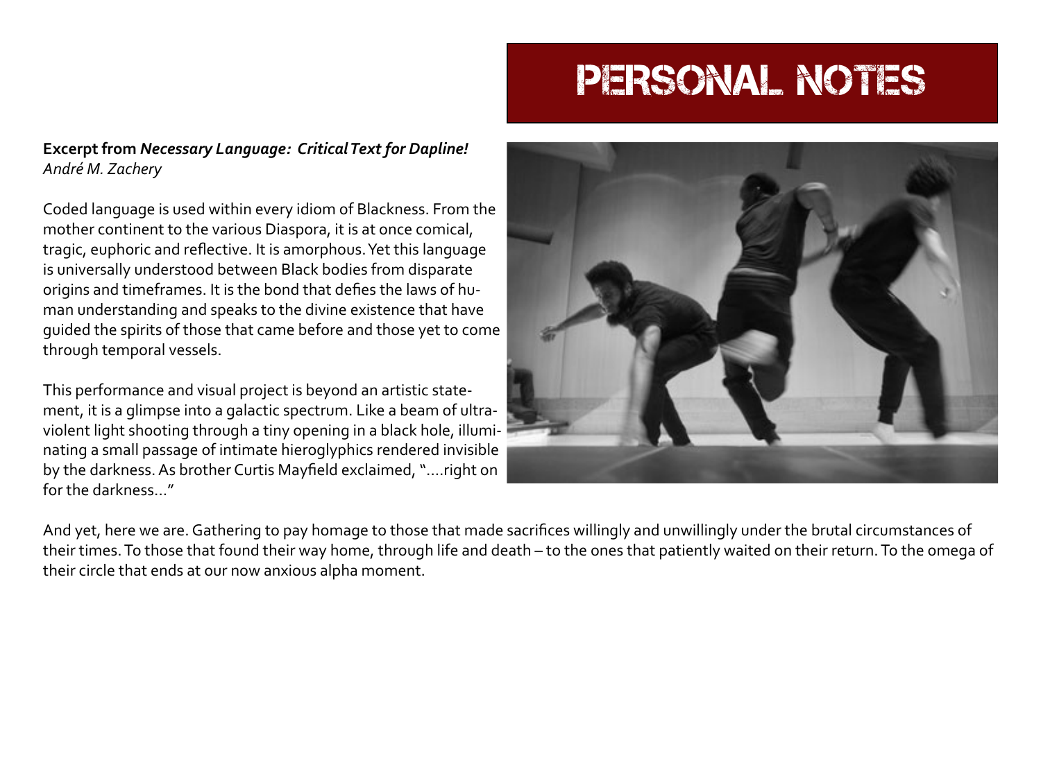# PERSONAL NOTES

**Excerpt from *Necessary Language: Critical Text for Dapline!***
*André M. Zachery*

Coded language is used within every idiom of Blackness. From the mother continent to the various Diaspora, it is at once comical, tragic, euphoric and reflective. It is amorphous. Yet this language is universally understood between Black bodies from disparate origins and timeframes. It is the bond that defies the laws of human understanding and speaks to the divine existence that have guided the spirits of those that came before and those yet to come through temporal vessels.

This performance and visual project is beyond an artistic statement, it is a glimpse into a galactic spectrum. Like a beam of ultraviolent light shooting through a tiny opening in a black hole, illuminating a small passage of intimate hieroglyphics rendered invisible by the darkness. As brother Curtis Mayfield exclaimed, "....right on for the darkness..."

And yet, here we are. Gathering to pay homage to those that made sacrifices willingly and unwillingly under the brutal circumstances of their times. To those that found their way home, through life and death – to the ones that patiently waited on their return. To the omega of their circle that ends at our now anxious alpha moment.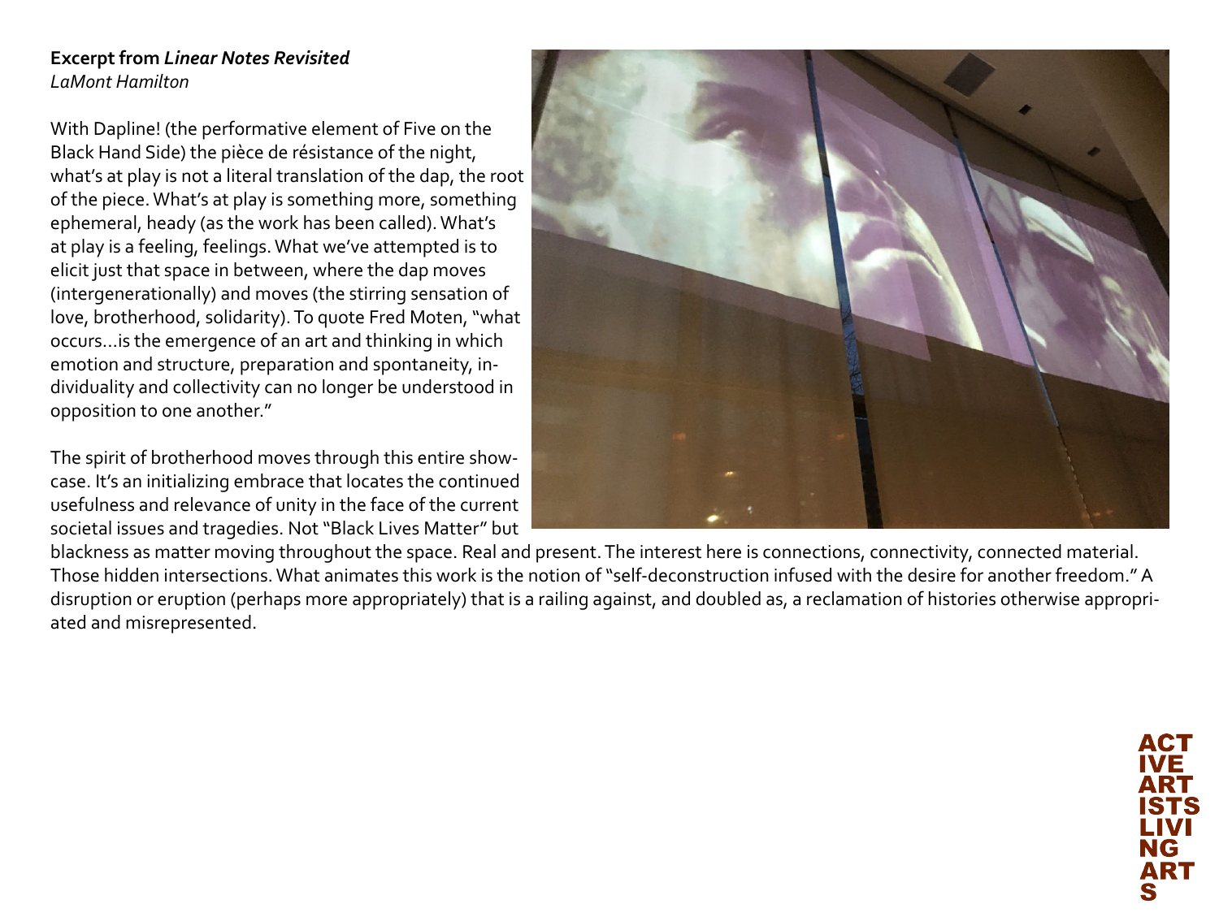**Excerpt from *Linear Notes Revisited***
*LaMont Hamilton*

With Dapline! (the performative element of Five on the Black Hand Side) the pièce de résistance of the night, what's at play is not a literal translation of the dap, the root of the piece. What's at play is something more, something ephemeral, heady (as the work has been called). What's at play is a feeling, feelings. What we've attempted is to elicit just that space in between, where the dap moves (intergenerationally) and moves (the stirring sensation of love, brotherhood, solidarity). To quote Fred Moten, "what occurs…is the emergence of an art and thinking in which emotion and structure, preparation and spontaneity, individuality and collectivity can no longer be understood in opposition to one another."

The spirit of brotherhood moves through this entire showcase. It's an initializing embrace that locates the continued usefulness and relevance of unity in the face of the current societal issues and tragedies. Not "Black Lives Matter" but blackness as matter moving throughout the space. Real and present. The interest here is connections, connectivity, connected material. Those hidden intersections. What animates this work is the notion of "self-deconstruction infused with the desire for another freedom." A disruption or eruption (perhaps more appropriately) that is a railing against, and doubled as, a reclamation of histories otherwise appropriated and misrepresented.

ACTIVE ARTISTS LIVING ARTS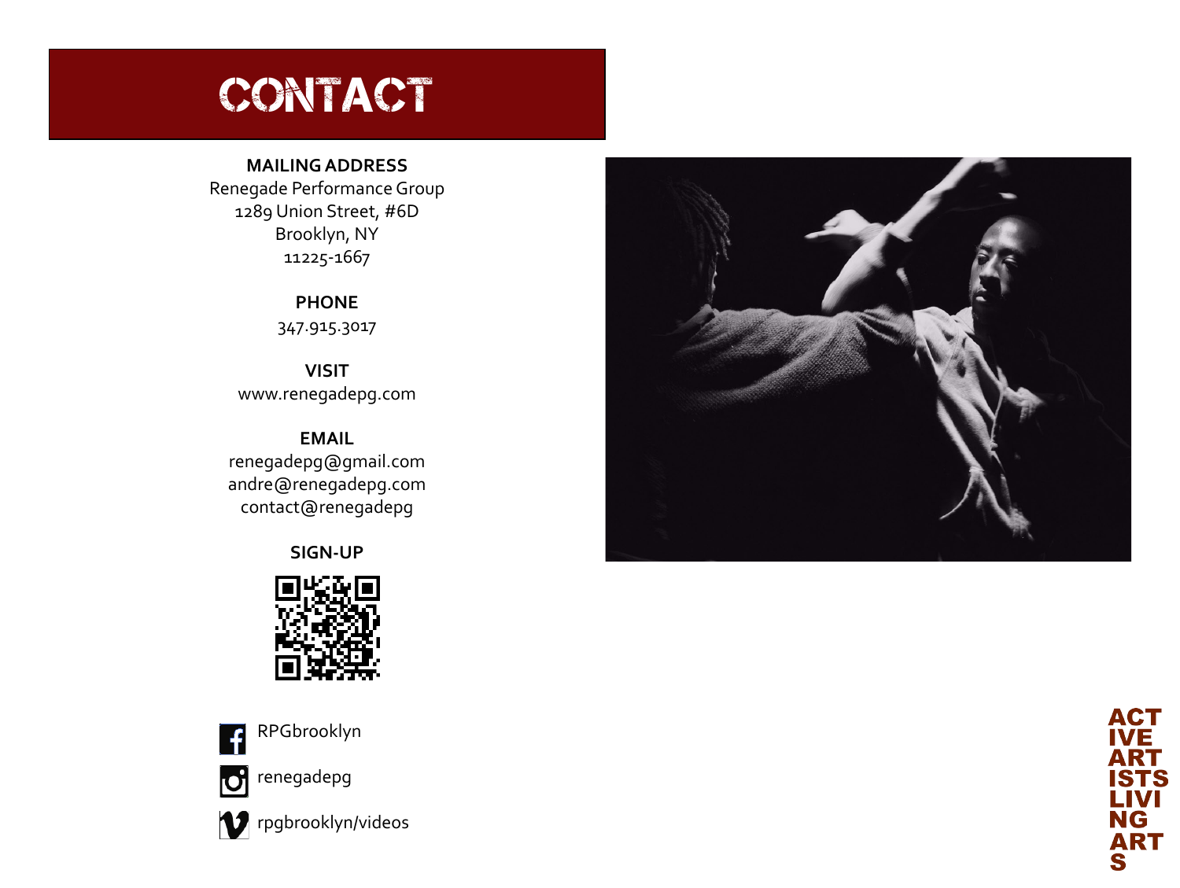# CONTACT

**MAILING ADDRESS**
Renegade Performance Group
1289 Union Street, #6D
Brooklyn, NY
11225-1667

**PHONE**
347.915.3017

**VISIT**
www.renegadepg.com

**EMAIL**
renegadepg@gmail.com
andre@renegadepg.com
contact@renegadepg

**SIGN-UP**

RPGbrooklyn

renegadepg

rpgbrooklyn/videos

ACTIVE ARTISTS LIVING ARTS